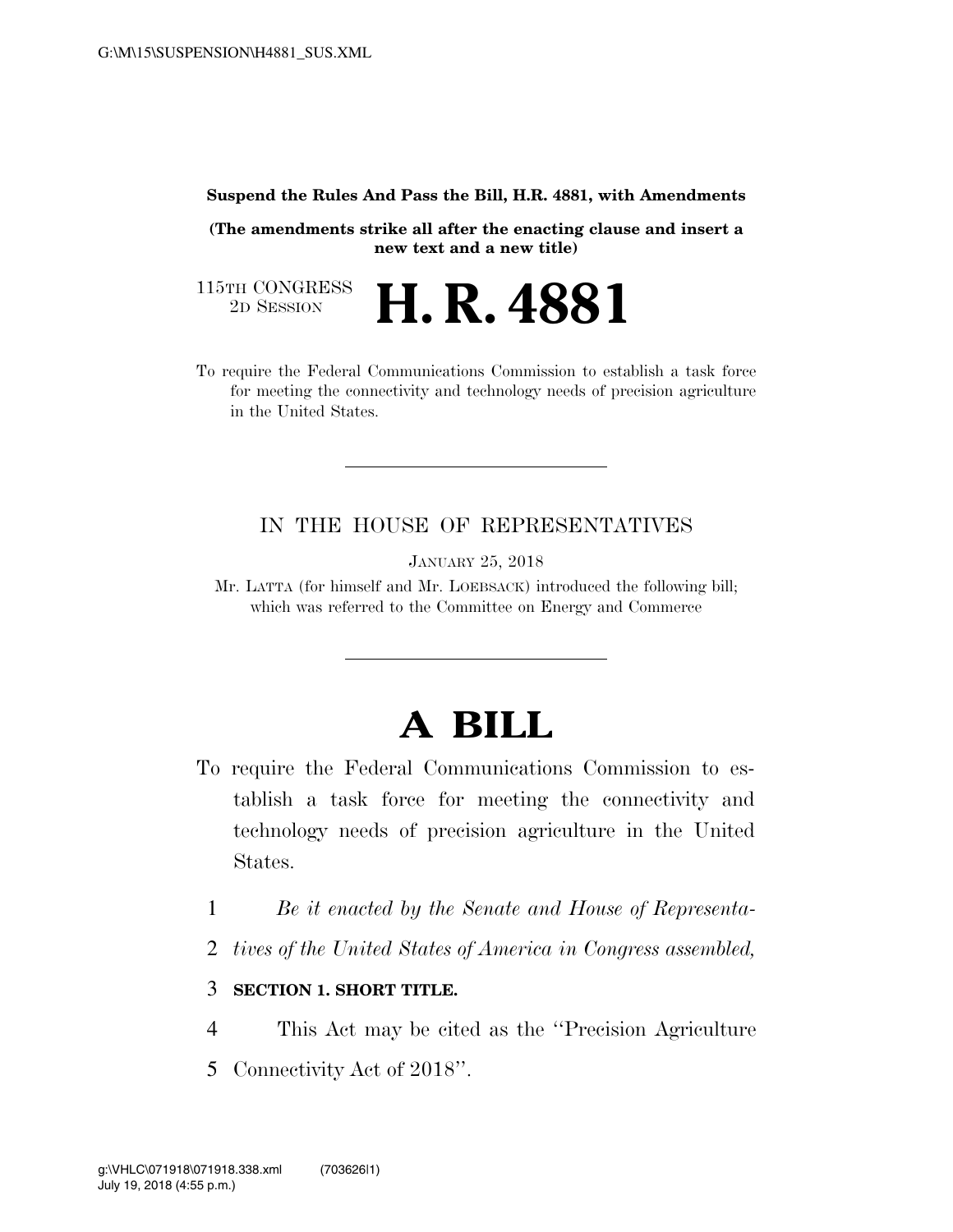**Suspend the Rules And Pass the Bill, H.R. 4881, with Amendments**

**(The amendments strike all after the enacting clause and insert a new text and a new title)**

115TH CONGRESS
2D SESSION

# H. R. 4881

To require the Federal Communications Commission to establish a task force for meeting the connectivity and technology needs of precision agriculture in the United States.

---

IN THE HOUSE OF REPRESENTATIVES

JANUARY 25, 2018

Mr. LATTA (for himself and Mr. LOEBSACK) introduced the following bill; which was referred to the Committee on Energy and Commerce

---

# A BILL

To require the Federal Communications Commission to establish a task force for meeting the connectivity and technology needs of precision agriculture in the United States.

1 *Be it enacted by the Senate and House of Representa-*
2 *tives of the United States of America in Congress assembled,*

3 **SECTION 1. SHORT TITLE.**

4 This Act may be cited as the ''Precision Agriculture
5 Connectivity Act of 2018''.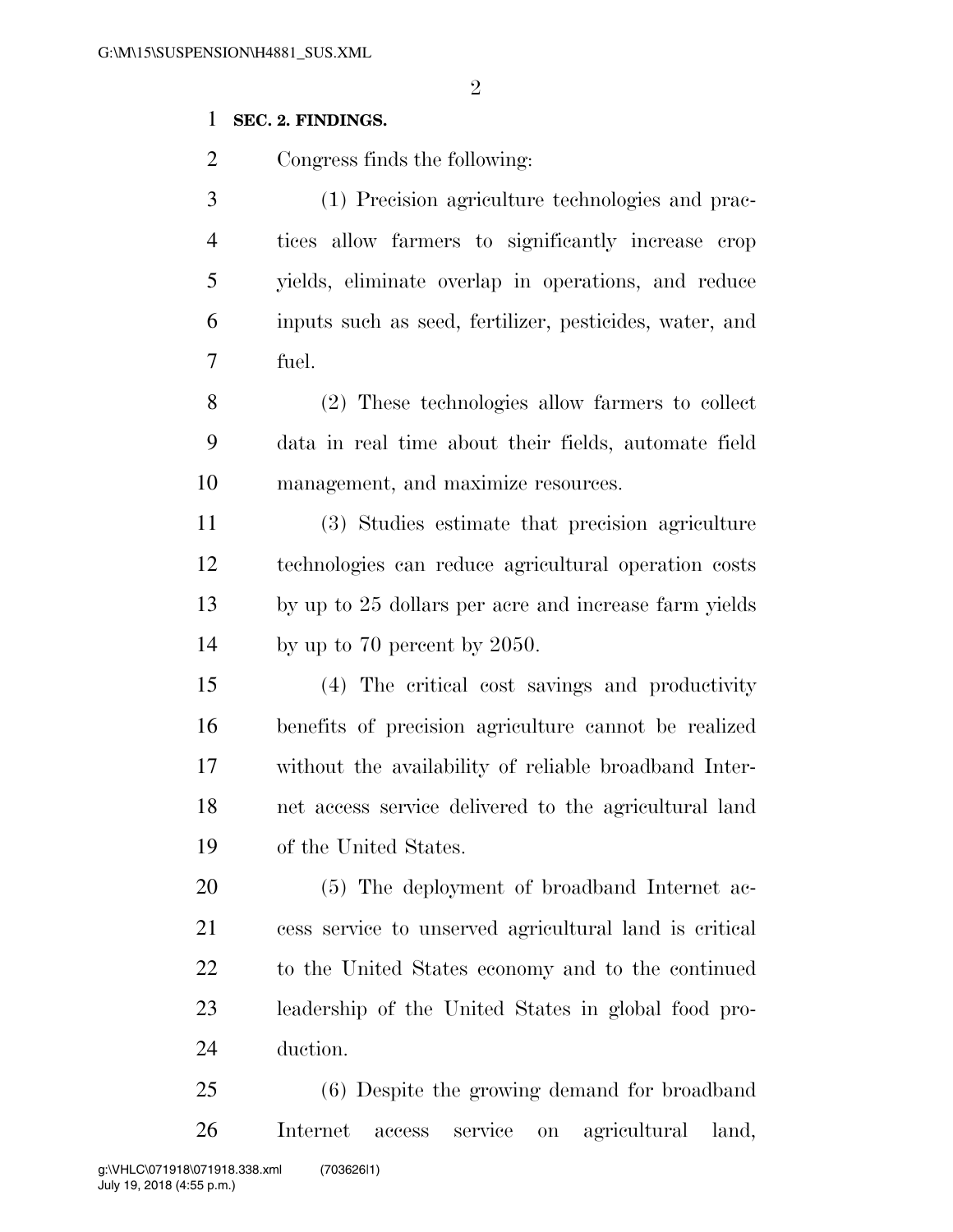**SEC. 2. FINDINGS.**

Congress finds the following:

(1) Precision agriculture technologies and practices allow farmers to significantly increase crop yields, eliminate overlap in operations, and reduce inputs such as seed, fertilizer, pesticides, water, and fuel.

(2) These technologies allow farmers to collect data in real time about their fields, automate field management, and maximize resources.

(3) Studies estimate that precision agriculture technologies can reduce agricultural operation costs by up to 25 dollars per acre and increase farm yields by up to 70 percent by 2050.

(4) The critical cost savings and productivity benefits of precision agriculture cannot be realized without the availability of reliable broadband Internet access service delivered to the agricultural land of the United States.

(5) The deployment of broadband Internet access service to unserved agricultural land is critical to the United States economy and to the continued leadership of the United States in global food production.

(6) Despite the growing demand for broadband Internet access service on agricultural land,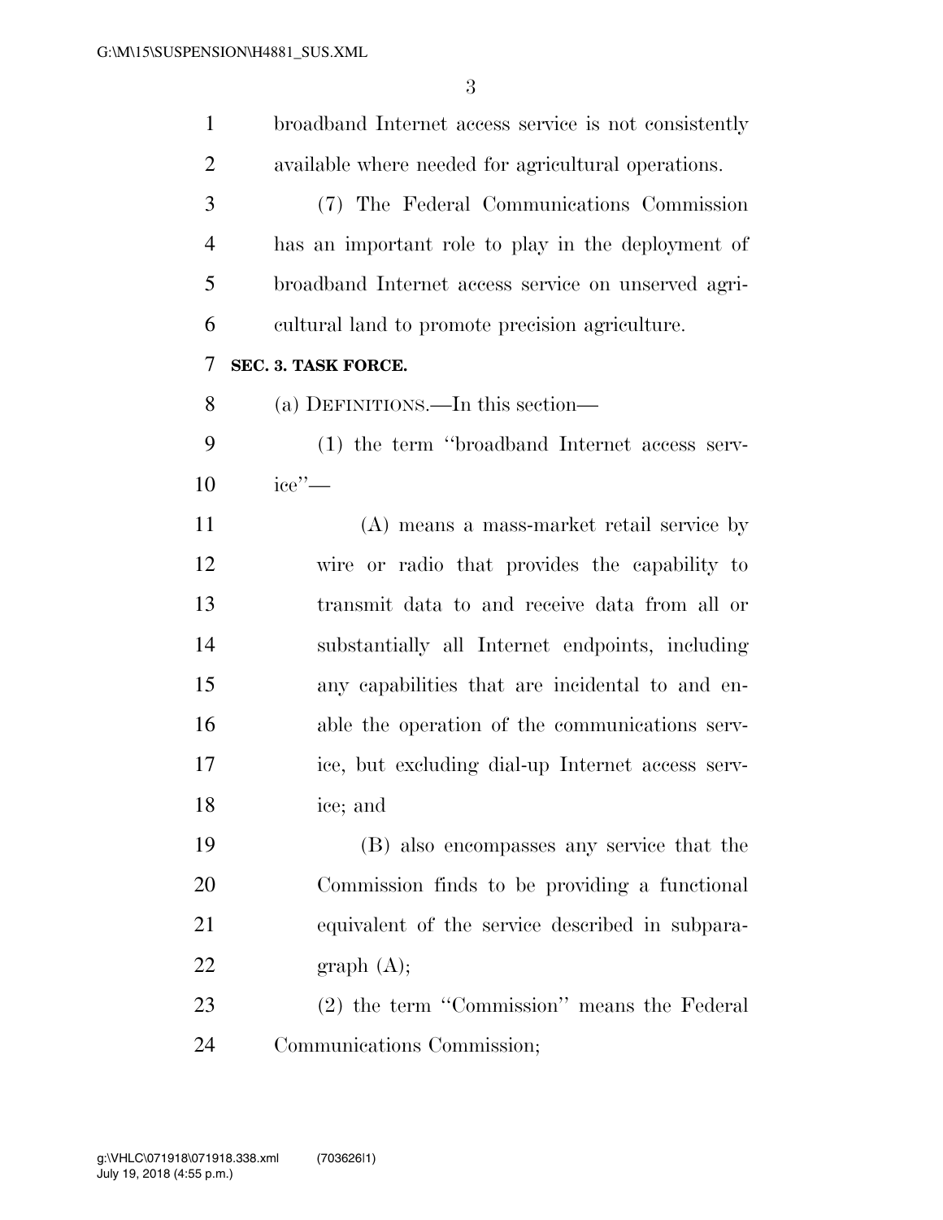broadband Internet access service is not consistently available where needed for agricultural operations.

(7) The Federal Communications Commission has an important role to play in the deployment of broadband Internet access service on unserved agricultural land to promote precision agriculture.

**SEC. 3. TASK FORCE.**

(a) DEFINITIONS.—In this section—

(1) the term "broadband Internet access service"—

(A) means a mass-market retail service by wire or radio that provides the capability to transmit data to and receive data from all or substantially all Internet endpoints, including any capabilities that are incidental to and enable the operation of the communications service, but excluding dial-up Internet access service; and

(B) also encompasses any service that the Commission finds to be providing a functional equivalent of the service described in subparagraph (A);

(2) the term "Commission" means the Federal Communications Commission;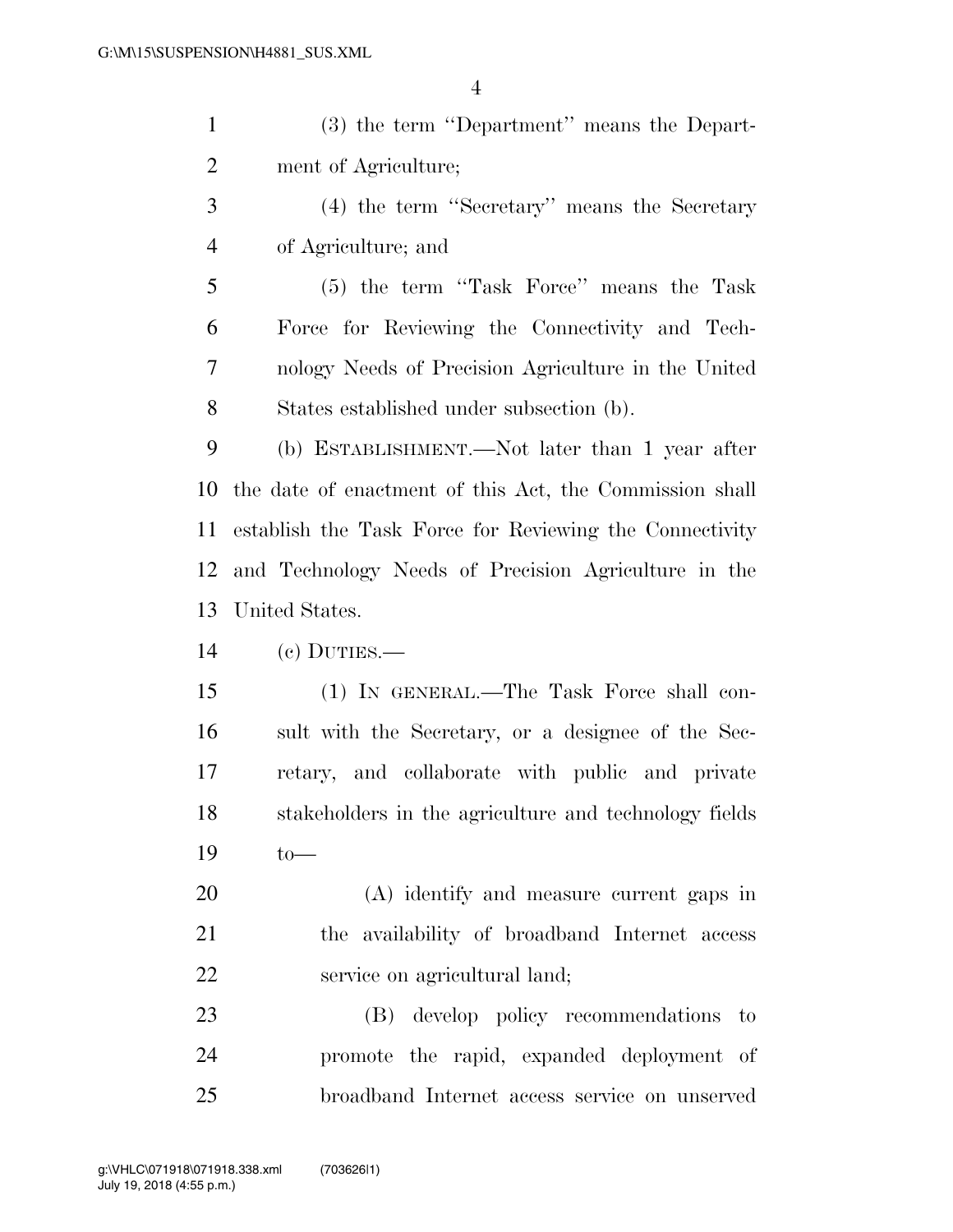(3) the term "Department" means the Department of Agriculture;

(4) the term "Secretary" means the Secretary of Agriculture; and

(5) the term "Task Force" means the Task Force for Reviewing the Connectivity and Technology Needs of Precision Agriculture in the United States established under subsection (b).

(b) ESTABLISHMENT.—Not later than 1 year after the date of enactment of this Act, the Commission shall establish the Task Force for Reviewing the Connectivity and Technology Needs of Precision Agriculture in the United States.

(c) DUTIES.—

(1) IN GENERAL.—The Task Force shall consult with the Secretary, or a designee of the Secretary, and collaborate with public and private stakeholders in the agriculture and technology fields to—

(A) identify and measure current gaps in the availability of broadband Internet access service on agricultural land;

(B) develop policy recommendations to promote the rapid, expanded deployment of broadband Internet access service on unserved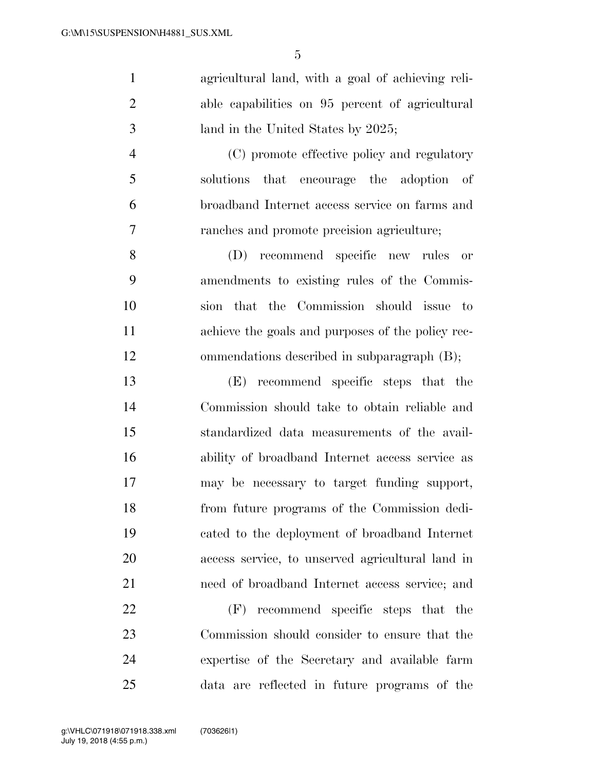agricultural land, with a goal of achieving reliable capabilities on 95 percent of agricultural land in the United States by 2025;

(C) promote effective policy and regulatory solutions that encourage the adoption of broadband Internet access service on farms and ranches and promote precision agriculture;

(D) recommend specific new rules or amendments to existing rules of the Commission that the Commission should issue to achieve the goals and purposes of the policy recommendations described in subparagraph (B);

(E) recommend specific steps that the Commission should take to obtain reliable and standardized data measurements of the availability of broadband Internet access service as may be necessary to target funding support, from future programs of the Commission dedicated to the deployment of broadband Internet access service, to unserved agricultural land in need of broadband Internet access service; and

(F) recommend specific steps that the Commission should consider to ensure that the expertise of the Secretary and available farm data are reflected in future programs of the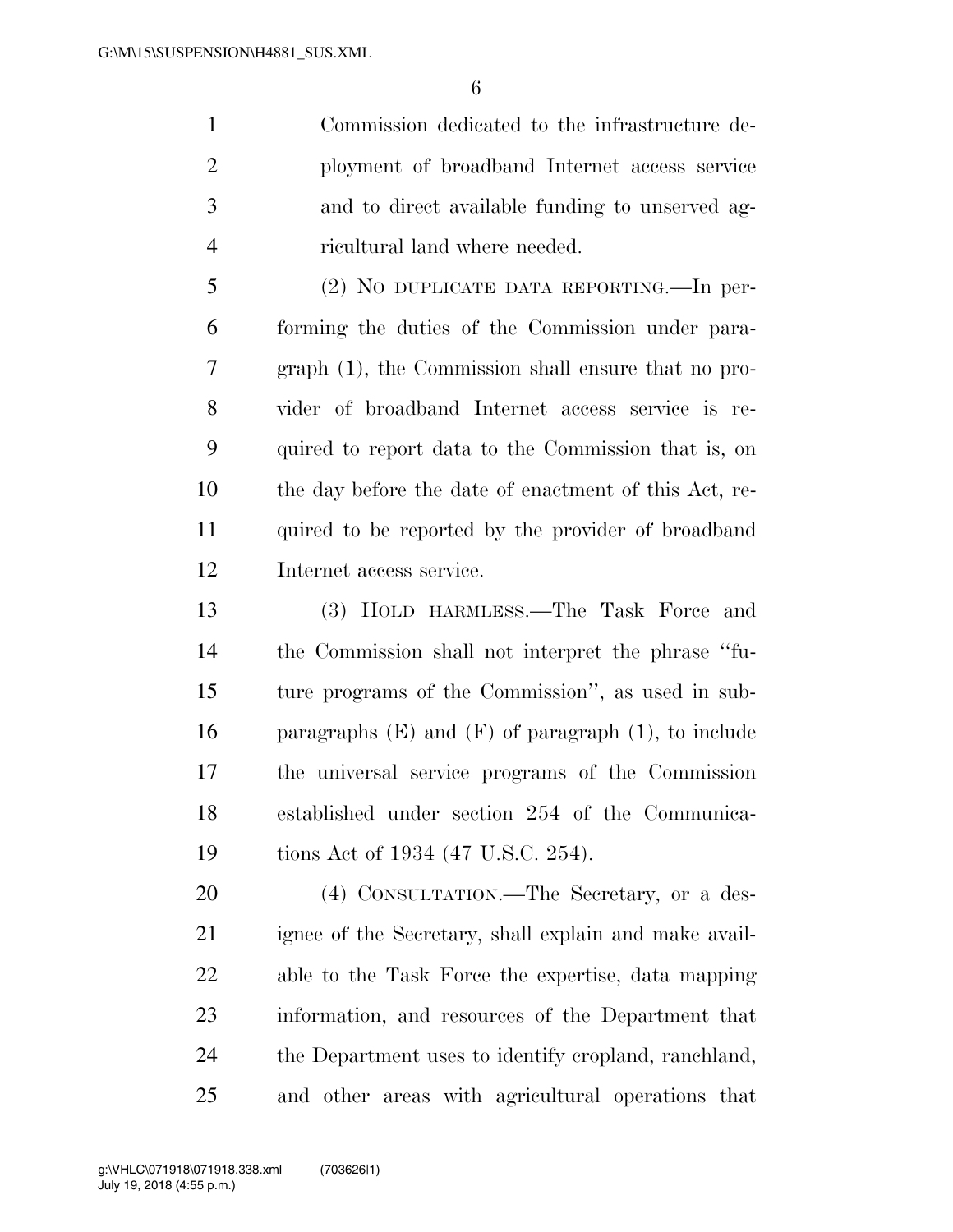Commission dedicated to the infrastructure deployment of broadband Internet access service and to direct available funding to unserved agricultural land where needed.

(2) NO DUPLICATE DATA REPORTING.—In performing the duties of the Commission under paragraph (1), the Commission shall ensure that no provider of broadband Internet access service is required to report data to the Commission that is, on the day before the date of enactment of this Act, required to be reported by the provider of broadband Internet access service.

(3) HOLD HARMLESS.—The Task Force and the Commission shall not interpret the phrase ''future programs of the Commission'', as used in subparagraphs (E) and (F) of paragraph (1), to include the universal service programs of the Commission established under section 254 of the Communications Act of 1934 (47 U.S.C. 254).

(4) CONSULTATION.—The Secretary, or a designee of the Secretary, shall explain and make available to the Task Force the expertise, data mapping information, and resources of the Department that the Department uses to identify cropland, ranchland, and other areas with agricultural operations that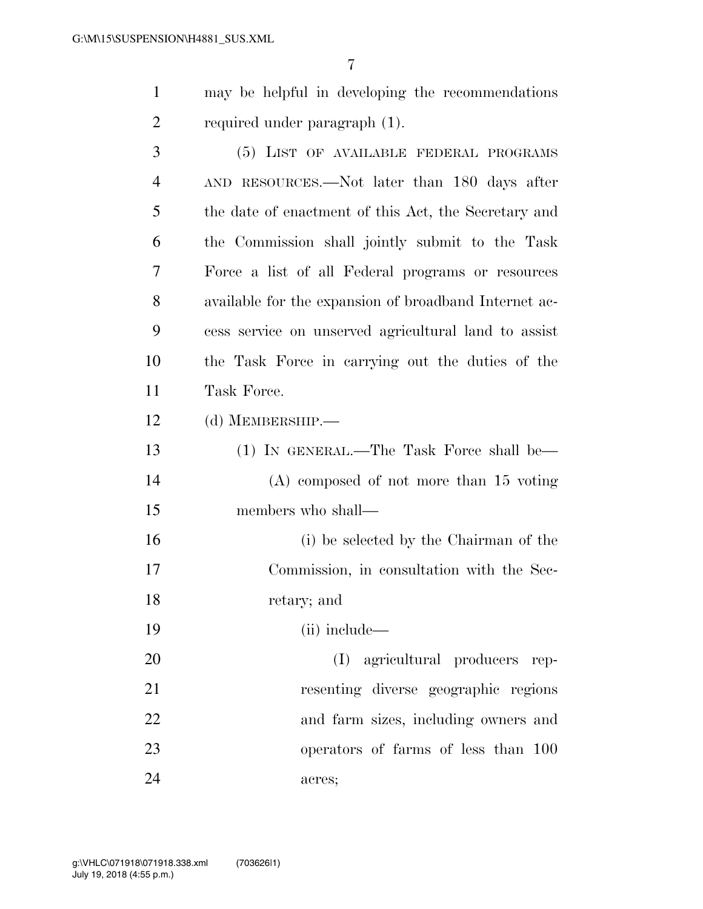may be helpful in developing the recommendations required under paragraph (1).

(5) LIST OF AVAILABLE FEDERAL PROGRAMS AND RESOURCES.—Not later than 180 days after the date of enactment of this Act, the Secretary and the Commission shall jointly submit to the Task Force a list of all Federal programs or resources available for the expansion of broadband Internet access service on unserved agricultural land to assist the Task Force in carrying out the duties of the Task Force.

(d) MEMBERSHIP.—

(1) IN GENERAL.—The Task Force shall be—

(A) composed of not more than 15 voting members who shall—

(i) be selected by the Chairman of the Commission, in consultation with the Secretary; and

(ii) include—

(I) agricultural producers representing diverse geographic regions and farm sizes, including owners and operators of farms of less than 100 acres;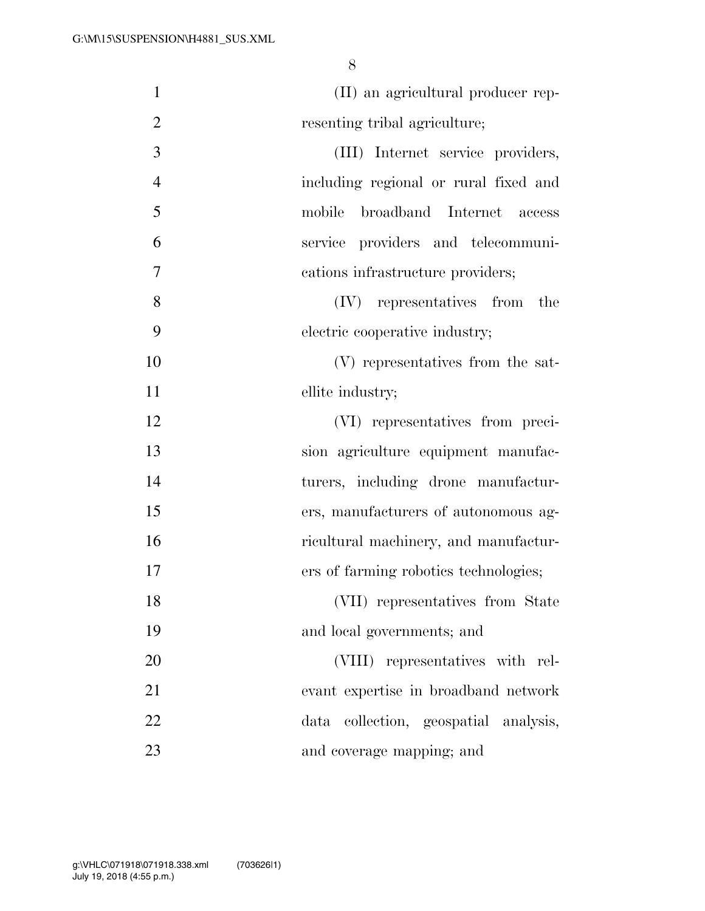(II) an agricultural producer representing tribal agriculture;

(III) Internet service providers, including regional or rural fixed and mobile broadband Internet access service providers and telecommunications infrastructure providers;

(IV) representatives from the electric cooperative industry;

(V) representatives from the satellite industry;

(VI) representatives from precision agriculture equipment manufacturers, including drone manufacturers, manufacturers of autonomous agricultural machinery, and manufacturers of farming robotics technologies;

(VII) representatives from State and local governments; and

(VIII) representatives with relevant expertise in broadband network data collection, geospatial analysis, and coverage mapping; and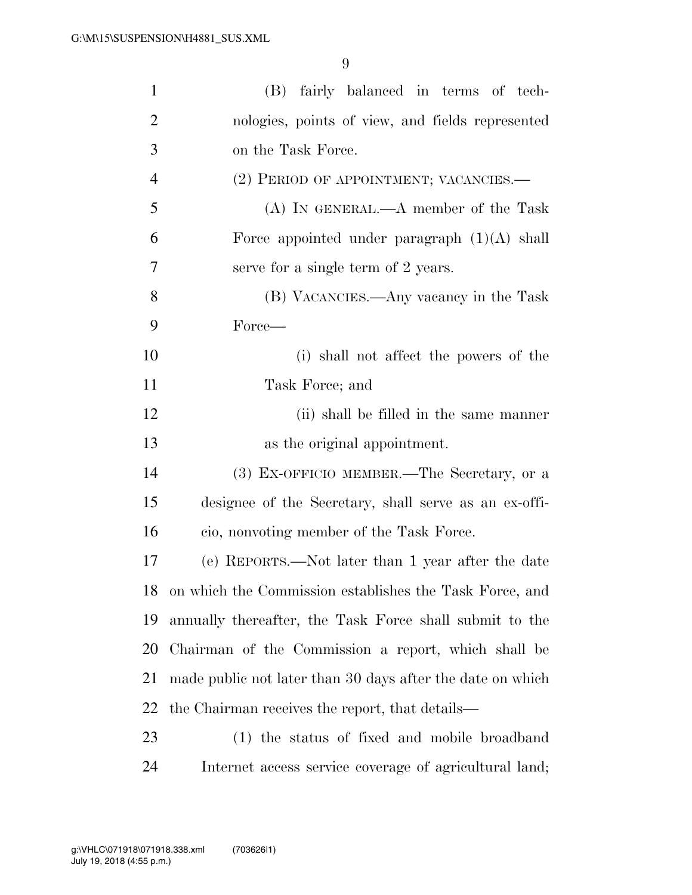(B) fairly balanced in terms of technologies, points of view, and fields represented on the Task Force.

(2) PERIOD OF APPOINTMENT; VACANCIES.—

(A) IN GENERAL.—A member of the Task Force appointed under paragraph (1)(A) shall serve for a single term of 2 years.

(B) VACANCIES.—Any vacancy in the Task Force—

(i) shall not affect the powers of the Task Force; and

(ii) shall be filled in the same manner as the original appointment.

(3) EX-OFFICIO MEMBER.—The Secretary, or a designee of the Secretary, shall serve as an ex-officio, nonvoting member of the Task Force.

(e) REPORTS.—Not later than 1 year after the date on which the Commission establishes the Task Force, and annually thereafter, the Task Force shall submit to the Chairman of the Commission a report, which shall be made public not later than 30 days after the date on which the Chairman receives the report, that details—

(1) the status of fixed and mobile broadband Internet access service coverage of agricultural land;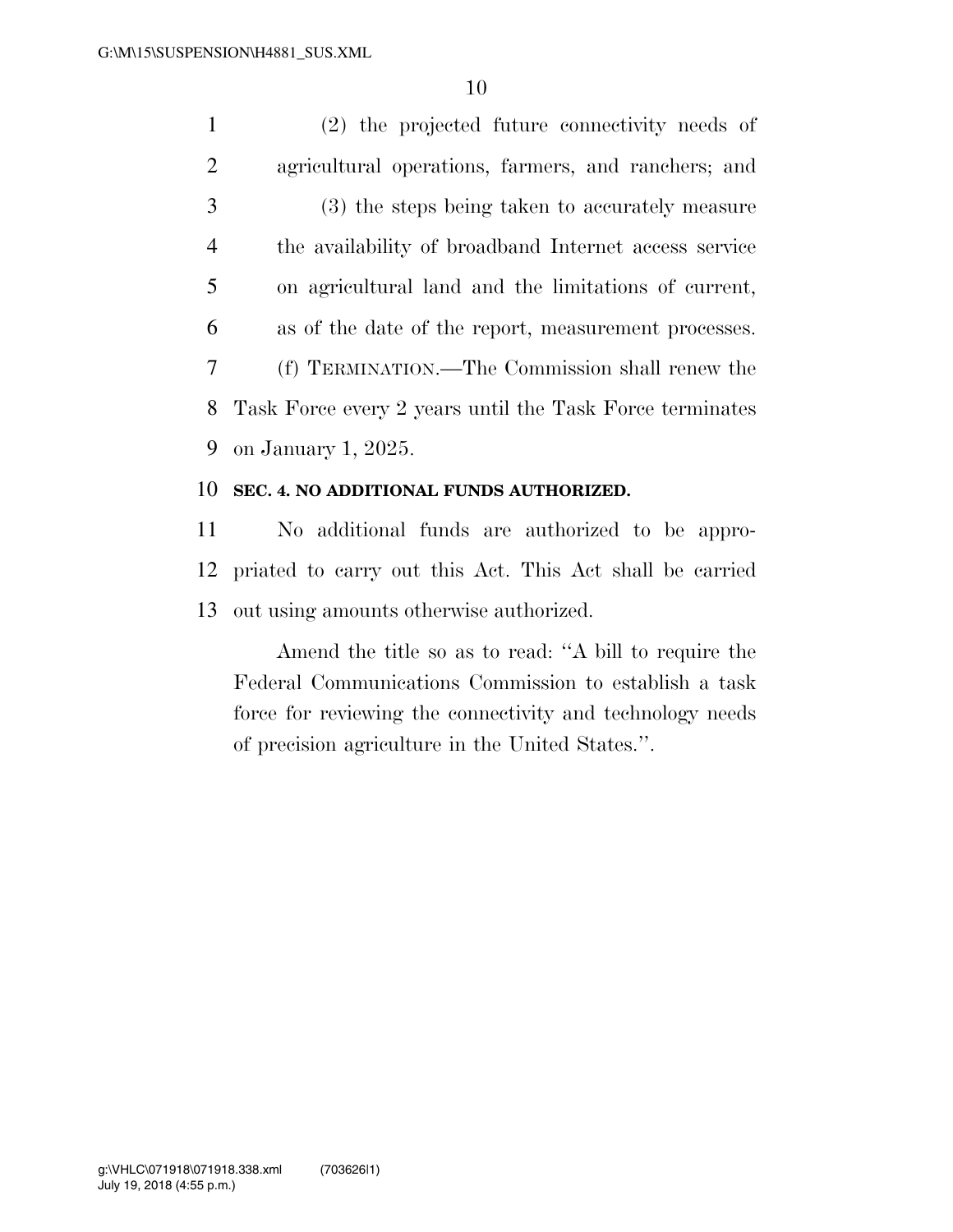(2) the projected future connectivity needs of agricultural operations, farmers, and ranchers; and

(3) the steps being taken to accurately measure the availability of broadband Internet access service on agricultural land and the limitations of current, as of the date of the report, measurement processes.

(f) TERMINATION.—The Commission shall renew the Task Force every 2 years until the Task Force terminates on January 1, 2025.

**SEC. 4. NO ADDITIONAL FUNDS AUTHORIZED.**

No additional funds are authorized to be appropriated to carry out this Act. This Act shall be carried out using amounts otherwise authorized.

Amend the title so as to read: ''A bill to require the Federal Communications Commission to establish a task force for reviewing the connectivity and technology needs of precision agriculture in the United States.''.